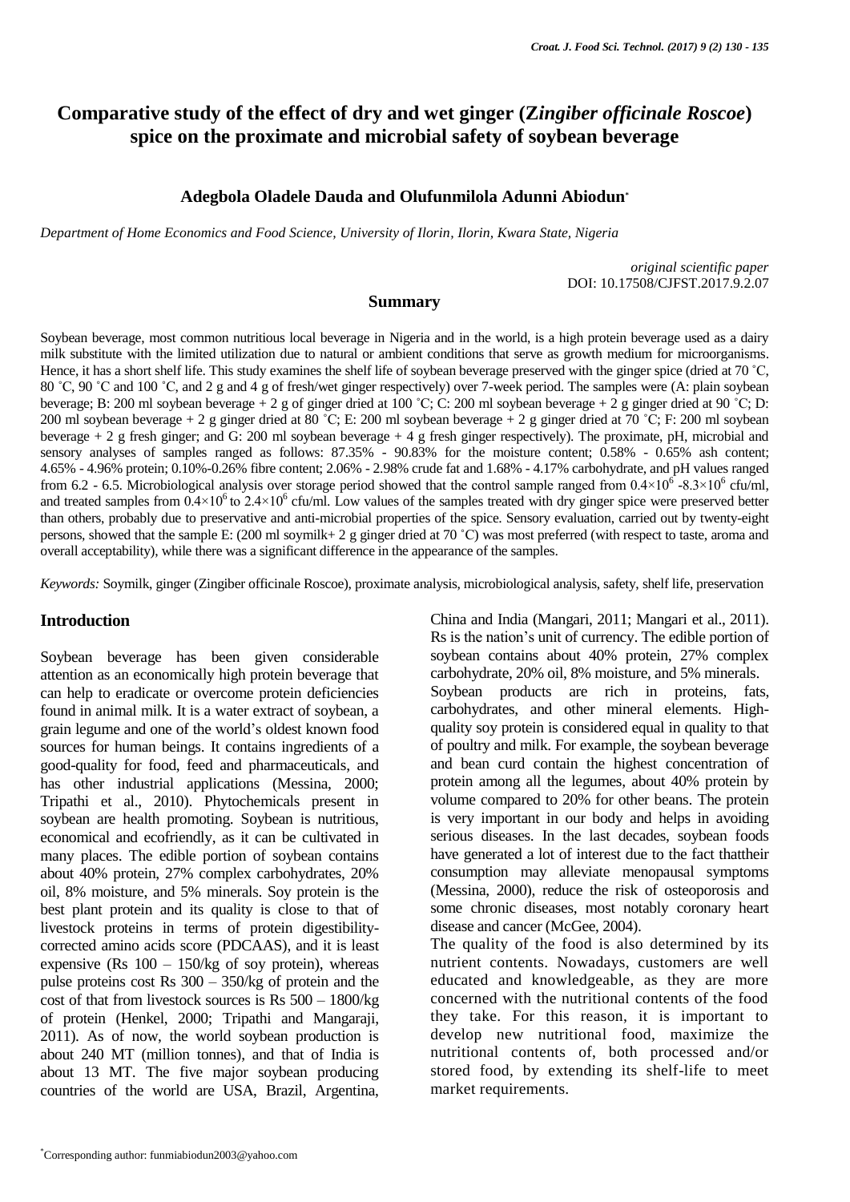# Comparative study of the effect of dry and wet ginger (*Zingiber officinale Roscoe*) spice on the proximate and microbial safety of soybean beverage

**Adegbola Oladele Dauda and Olufunmilola Adunni Abiodun***

*Department of Home Economics and Food Science, University of Ilorin, Ilorin, Kwara State, Nigeria*

*original scientific paper*
DOI: 10.17508/CJFST.2017.9.2.07

## Summary

Soybean beverage, most common nutritious local beverage in Nigeria and in the world, is a high protein beverage used as a dairy milk substitute with the limited utilization due to natural or ambient conditions that serve as growth medium for microorganisms. Hence, it has a short shelf life. This study examines the shelf life of soybean beverage preserved with the ginger spice (dried at 70 ˚C, 80 ˚C, 90 ˚C and 100 ˚C, and 2 g and 4 g of fresh/wet ginger respectively) over 7-week period. The samples were (A: plain soybean beverage; B: 200 ml soybean beverage + 2 g of ginger dried at 100 ˚C; C: 200 ml soybean beverage + 2 g ginger dried at 90 ˚C; D: 200 ml soybean beverage + 2 g ginger dried at 80 ˚C; E: 200 ml soybean beverage + 2 g ginger dried at 70 ˚C; F: 200 ml soybean beverage + 2 g fresh ginger; and G: 200 ml soybean beverage + 4 g fresh ginger respectively). The proximate, pH, microbial and sensory analyses of samples ranged as follows: 87.35% - 90.83% for the moisture content; 0.58% - 0.65% ash content; 4.65% - 4.96% protein; 0.10%-0.26% fibre content; 2.06% - 2.98% crude fat and 1.68% - 4.17% carbohydrate, and pH values ranged from 6.2 - 6.5. Microbiological analysis over storage period showed that the control sample ranged from $0.4\times10^6$ -$8.3\times10^6$ cfu/ml, and treated samples from $0.4\times10^6$ to $2.4\times10^6$ cfu/ml. Low values of the samples treated with dry ginger spice were preserved better than others, probably due to preservative and anti-microbial properties of the spice. Sensory evaluation, carried out by twenty-eight persons, showed that the sample E: (200 ml soymilk+ 2 g ginger dried at 70 ˚C) was most preferred (with respect to taste, aroma and overall acceptability), while there was a significant difference in the appearance of the samples.

*Keywords:* Soymilk, ginger (Zingiber officinale Roscoe), proximate analysis, microbiological analysis, safety, shelf life, preservation

## Introduction

Soybean beverage has been given considerable attention as an economically high protein beverage that can help to eradicate or overcome protein deficiencies found in animal milk. It is a water extract of soybean, a grain legume and one of the world's oldest known food sources for human beings. It contains ingredients of a good-quality for food, feed and pharmaceuticals, and has other industrial applications (Messina, 2000; Tripathi et al., 2010). Phytochemicals present in soybean are health promoting. Soybean is nutritious, economical and ecofriendly, as it can be cultivated in many places. The edible portion of soybean contains about 40% protein, 27% complex carbohydrates, 20% oil, 8% moisture, and 5% minerals. Soy protein is the best plant protein and its quality is close to that of livestock proteins in terms of protein digestibility-corrected amino acids score (PDCAAS), and it is least expensive (Rs 100 – 150/kg of soy protein), whereas pulse proteins cost Rs 300 – 350/kg of protein and the cost of that from livestock sources is Rs 500 – 1800/kg of protein (Henkel, 2000; Tripathi and Mangaraji, 2011). As of now, the world soybean production is about 240 MT (million tonnes), and that of India is about 13 MT. The five major soybean producing countries of the world are USA, Brazil, Argentina, China and India (Mangari, 2011; Mangari et al., 2011). Rs is the nation's unit of currency. The edible portion of soybean contains about 40% protein, 27% complex carbohydrate, 20% oil, 8% moisture, and 5% minerals.

Soybean products are rich in proteins, fats, carbohydrates, and other mineral elements. High-quality soy protein is considered equal in quality to that of poultry and milk. For example, the soybean beverage and bean curd contain the highest concentration of protein among all the legumes, about 40% protein by volume compared to 20% for other beans. The protein is very important in our body and helps in avoiding serious diseases. In the last decades, soybean foods have generated a lot of interest due to the fact thattheir consumption may alleviate menopausal symptoms (Messina, 2000), reduce the risk of osteoporosis and some chronic diseases, most notably coronary heart disease and cancer (McGee, 2004).

The quality of the food is also determined by its nutrient contents. Nowadays, customers are well educated and knowledgeable, as they are more concerned with the nutritional contents of the food they take. For this reason, it is important to develop new nutritional food, maximize the nutritional contents of, both processed and/or stored food, by extending its shelf-life to meet market requirements.

*Corresponding author: funmiabiodun2003@yahoo.com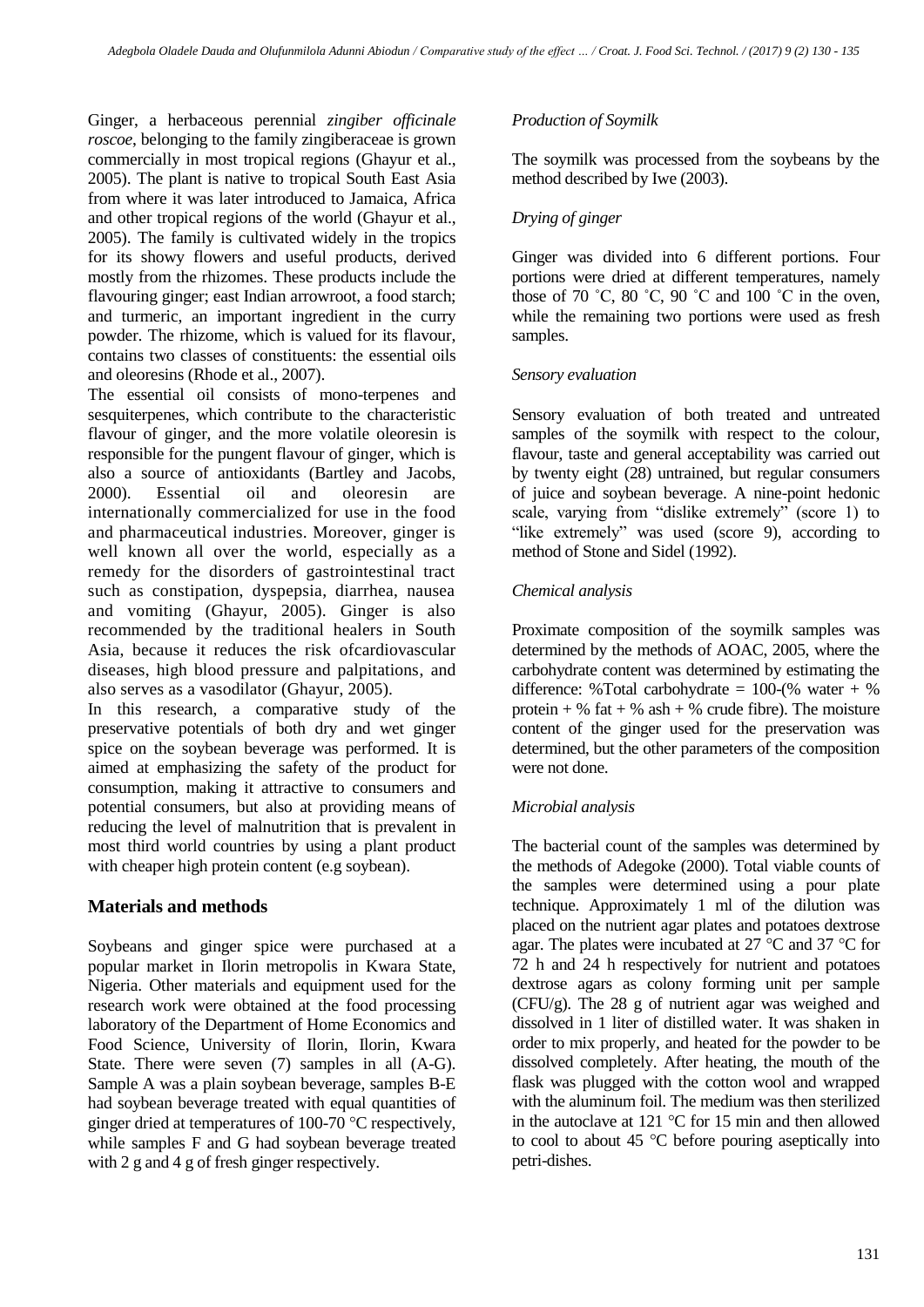Ginger, a herbaceous perennial *zingiber officinale roscoe*, belonging to the family zingiberaceae is grown commercially in most tropical regions (Ghayur et al., 2005). The plant is native to tropical South East Asia from where it was later introduced to Jamaica, Africa and other tropical regions of the world (Ghayur et al., 2005). The family is cultivated widely in the tropics for its showy flowers and useful products, derived mostly from the rhizomes. These products include the flavouring ginger; east Indian arrowroot, a food starch; and turmeric, an important ingredient in the curry powder. The rhizome, which is valued for its flavour, contains two classes of constituents: the essential oils and oleoresins (Rhode et al., 2007).

The essential oil consists of mono-terpenes and sesquiterpenes, which contribute to the characteristic flavour of ginger, and the more volatile oleoresin is responsible for the pungent flavour of ginger, which is also a source of antioxidants (Bartley and Jacobs, 2000). Essential oil and oleoresin are internationally commercialized for use in the food and pharmaceutical industries. Moreover, ginger is well known all over the world, especially as a remedy for the disorders of gastrointestinal tract such as constipation, dyspepsia, diarrhea, nausea and vomiting (Ghayur, 2005). Ginger is also recommended by the traditional healers in South Asia, because it reduces the risk ofcardiovascular diseases, high blood pressure and palpitations, and also serves as a vasodilator (Ghayur, 2005).

In this research, a comparative study of the preservative potentials of both dry and wet ginger spice on the soybean beverage was performed. It is aimed at emphasizing the safety of the product for consumption, making it attractive to consumers and potential consumers, but also at providing means of reducing the level of malnutrition that is prevalent in most third world countries by using a plant product with cheaper high protein content (e.g soybean).

## Materials and methods

Soybeans and ginger spice were purchased at a popular market in Ilorin metropolis in Kwara State, Nigeria. Other materials and equipment used for the research work were obtained at the food processing laboratory of the Department of Home Economics and Food Science, University of Ilorin, Ilorin, Kwara State. There were seven (7) samples in all (A-G). Sample A was a plain soybean beverage, samples B-E had soybean beverage treated with equal quantities of ginger dried at temperatures of 100-70 °C respectively, while samples F and G had soybean beverage treated with 2 g and 4 g of fresh ginger respectively.

*Production of Soymilk*

The soymilk was processed from the soybeans by the method described by Iwe (2003).

*Drying of ginger*

Ginger was divided into 6 different portions. Four portions were dried at different temperatures, namely those of 70 ˚C, 80 ˚C, 90 ˚C and 100 ˚C in the oven, while the remaining two portions were used as fresh samples.

*Sensory evaluation*

Sensory evaluation of both treated and untreated samples of the soymilk with respect to the colour, flavour, taste and general acceptability was carried out by twenty eight (28) untrained, but regular consumers of juice and soybean beverage. A nine-point hedonic scale, varying from "dislike extremely" (score 1) to "like extremely" was used (score 9), according to method of Stone and Sidel (1992).

*Chemical analysis*

Proximate composition of the soymilk samples was determined by the methods of AOAC, 2005, where the carbohydrate content was determined by estimating the difference: %Total carbohydrate = 100-(% water + % protein + % fat + % ash + % crude fibre). The moisture content of the ginger used for the preservation was determined, but the other parameters of the composition were not done.

*Microbial analysis*

The bacterial count of the samples was determined by the methods of Adegoke (2000). Total viable counts of the samples were determined using a pour plate technique. Approximately 1 ml of the dilution was placed on the nutrient agar plates and potatoes dextrose agar. The plates were incubated at 27 °C and 37 °C for 72 h and 24 h respectively for nutrient and potatoes dextrose agars as colony forming unit per sample (CFU/g). The 28 g of nutrient agar was weighed and dissolved in 1 liter of distilled water. It was shaken in order to mix properly, and heated for the powder to be dissolved completely. After heating, the mouth of the flask was plugged with the cotton wool and wrapped with the aluminum foil. The medium was then sterilized in the autoclave at 121 °C for 15 min and then allowed to cool to about 45 °C before pouring aseptically into petri-dishes.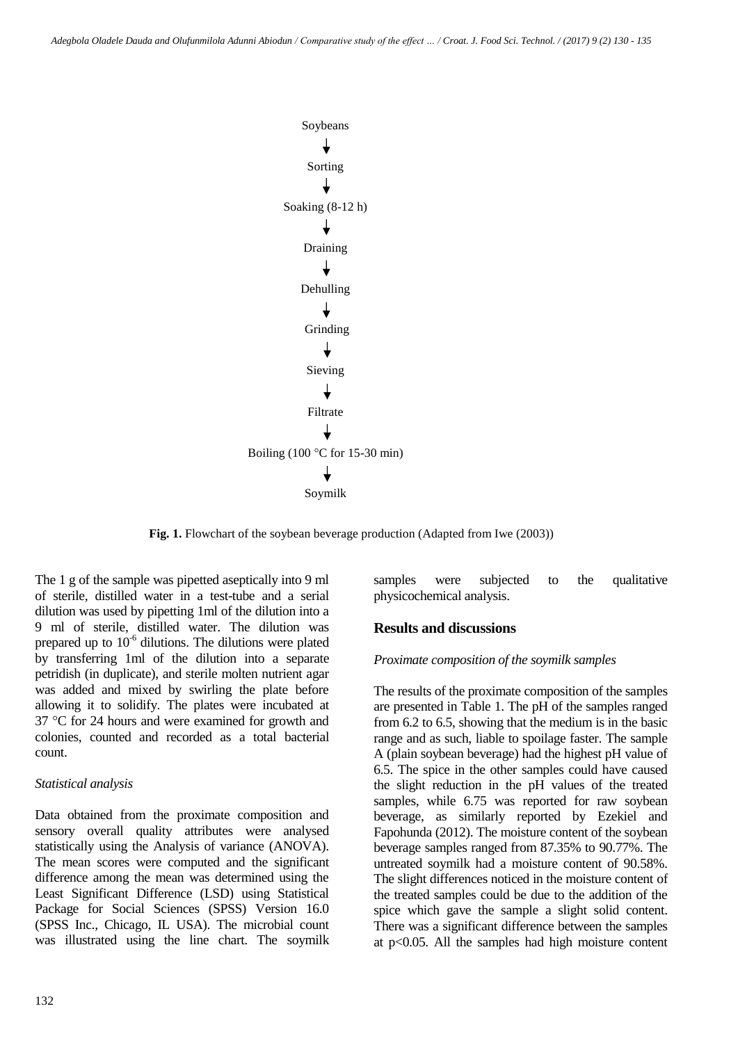Soybeans

↓

Sorting

↓

Soaking (8-12 h)

↓

Draining

↓

Dehulling

↓

Grinding

↓

Sieving

↓

Filtrate

↓

Boiling (100 °C for 15-30 min)

↓

Soymilk

**Fig. 1.** Flowchart of the soybean beverage production (Adapted from Iwe (2003))

The 1 g of the sample was pipetted aseptically into 9 ml of sterile, distilled water in a test-tube and a serial dilution was used by pipetting 1ml of the dilution into a 9 ml of sterile, distilled water. The dilution was prepared up to $10^{-6}$ dilutions. The dilutions were plated by transferring 1ml of the dilution into a separate petridish (in duplicate), and sterile molten nutrient agar was added and mixed by swirling the plate before allowing it to solidify. The plates were incubated at 37 °C for 24 hours and were examined for growth and colonies, counted and recorded as a total bacterial count.

*Statistical analysis*

Data obtained from the proximate composition and sensory overall quality attributes were analysed statistically using the Analysis of variance (ANOVA). The mean scores were computed and the significant difference among the mean was determined using the Least Significant Difference (LSD) using Statistical Package for Social Sciences (SPSS) Version 16.0 (SPSS Inc., Chicago, IL USA). The microbial count was illustrated using the line chart. The soymilk samples were subjected to the qualitative physicochemical analysis.

## Results and discussions

*Proximate composition of the soymilk samples*

The results of the proximate composition of the samples are presented in Table 1. The pH of the samples ranged from 6.2 to 6.5, showing that the medium is in the basic range and as such, liable to spoilage faster. The sample A (plain soybean beverage) had the highest pH value of 6.5. The spice in the other samples could have caused the slight reduction in the pH values of the treated samples, while 6.75 was reported for raw soybean beverage, as similarly reported by Ezekiel and Fapohunda (2012). The moisture content of the soybean beverage samples ranged from 87.35% to 90.77%. The untreated soymilk had a moisture content of 90.58%. The slight differences noticed in the moisture content of the treated samples could be due to the addition of the spice which gave the sample a slight solid content. There was a significant difference between the samples at $p<0.05$. All the samples had high moisture content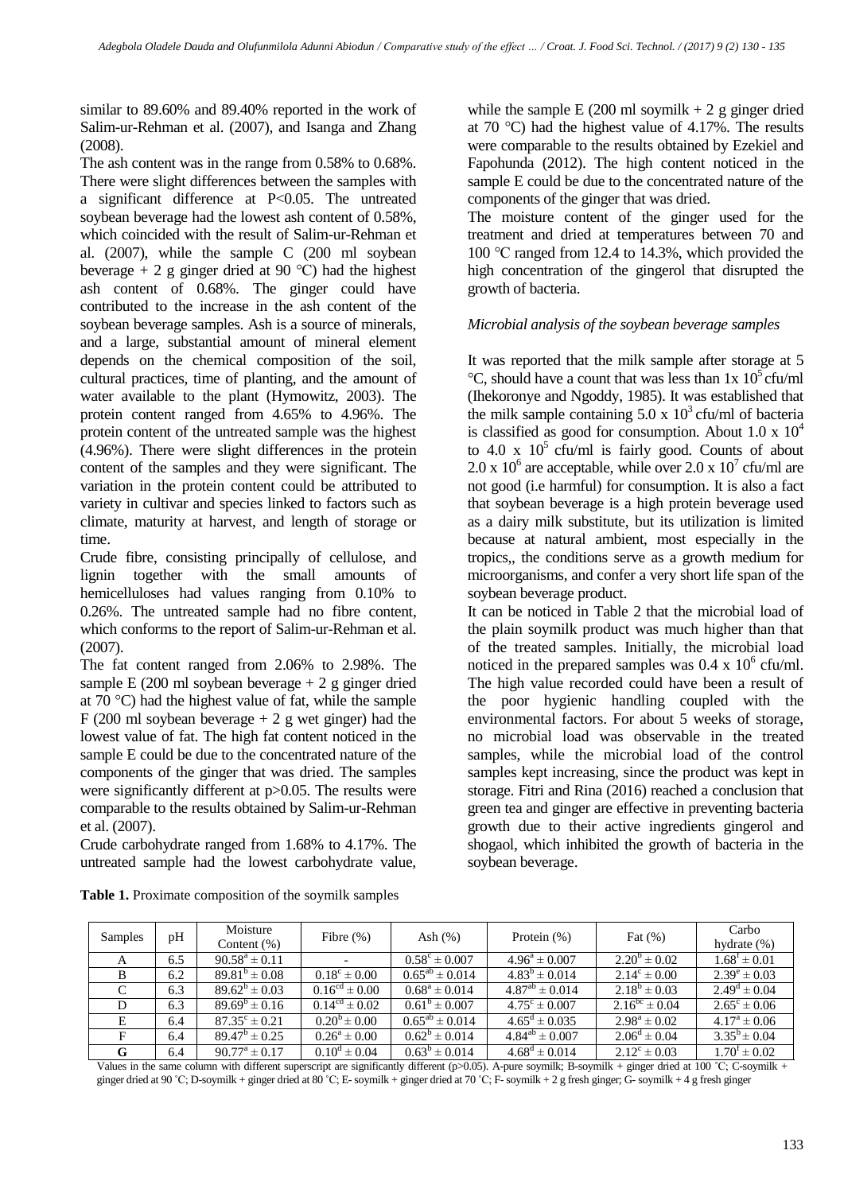similar to 89.60% and 89.40% reported in the work of Salim-ur-Rehman et al. (2007), and Isanga and Zhang (2008).

The ash content was in the range from 0.58% to 0.68%. There were slight differences between the samples with a significant difference at P<0.05. The untreated soybean beverage had the lowest ash content of 0.58%, which coincided with the result of Salim-ur-Rehman et al. (2007), while the sample C (200 ml soybean beverage + 2 g ginger dried at 90 °C) had the highest ash content of 0.68%. The ginger could have contributed to the increase in the ash content of the soybean beverage samples. Ash is a source of minerals, and a large, substantial amount of mineral element depends on the chemical composition of the soil, cultural practices, time of planting, and the amount of water available to the plant (Hymowitz, 2003). The protein content ranged from 4.65% to 4.96%. The protein content of the untreated sample was the highest (4.96%). There were slight differences in the protein content of the samples and they were significant. The variation in the protein content could be attributed to variety in cultivar and species linked to factors such as climate, maturity at harvest, and length of storage or time.

Crude fibre, consisting principally of cellulose, and lignin together with the small amounts of hemicelluloses had values ranging from 0.10% to 0.26%. The untreated sample had no fibre content, which conforms to the report of Salim-ur-Rehman et al. (2007).

The fat content ranged from 2.06% to 2.98%. The sample E (200 ml soybean beverage + 2 g ginger dried at 70 °C) had the highest value of fat, while the sample F (200 ml soybean beverage + 2 g wet ginger) had the lowest value of fat. The high fat content noticed in the sample E could be due to the concentrated nature of the components of the ginger that was dried. The samples were significantly different at p>0.05. The results were comparable to the results obtained by Salim-ur-Rehman et al. (2007).

Crude carbohydrate ranged from 1.68% to 4.17%. The untreated sample had the lowest carbohydrate value, while the sample E (200 ml soymilk + 2 g ginger dried at 70 °C) had the highest value of 4.17%. The results were comparable to the results obtained by Ezekiel and Fapohunda (2012). The high content noticed in the sample E could be due to the concentrated nature of the components of the ginger that was dried.

The moisture content of the ginger used for the treatment and dried at temperatures between 70 and 100 °C ranged from 12.4 to 14.3%, which provided the high concentration of the gingerol that disrupted the growth of bacteria.

*Microbial analysis of the soybean beverage samples*

It was reported that the milk sample after storage at 5 °C, should have a count that was less than $1 \times 10^5$ cfu/ml (Ihekoronye and Ngoddy, 1985). It was established that the milk sample containing $5.0 \times 10^3$ cfu/ml of bacteria is classified as good for consumption. About $1.0 \times 10^4$ to $4.0 \times 10^5$ cfu/ml is fairly good. Counts of about $2.0 \times 10^6$ are acceptable, while over $2.0 \times 10^7$ cfu/ml are not good (i.e harmful) for consumption. It is also a fact that soybean beverage is a high protein beverage used as a dairy milk substitute, but its utilization is limited because at natural ambient, most especially in the tropics,, the conditions serve as a growth medium for microorganisms, and confer a very short life span of the soybean beverage product.

It can be noticed in Table 2 that the microbial load of the plain soymilk product was much higher than that of the treated samples. Initially, the microbial load noticed in the prepared samples was $0.4 \times 10^6$ cfu/ml. The high value recorded could have been a result of the poor hygienic handling coupled with the environmental factors. For about 5 weeks of storage, no microbial load was observable in the treated samples, while the microbial load of the control samples kept increasing, since the product was kept in storage. Fitri and Rina (2016) reached a conclusion that green tea and ginger are effective in preventing bacteria growth due to their active ingredients gingerol and shogaol, which inhibited the growth of bacteria in the soybean beverage.

**Table 1.** Proximate composition of the soymilk samples

| Samples | pH | Moisture Content (%) | Fibre (%) | Ash (%) | Protein (%) | Fat (%) | Carbo hydrate (%) |
|---|---|---|---|---|---|---|---|
| A | 6.5 | $90.58^a \pm 0.11$ | - | $0.58^c \pm 0.007$ | $4.96^a \pm 0.007$ | $2.20^b \pm 0.02$ | $1.68^f \pm 0.01$ |
| B | 6.2 | $89.81^b \pm 0.08$ | $0.18^c \pm 0.00$ | $0.65^{ab} \pm 0.014$ | $4.83^b \pm 0.014$ | $2.14^c \pm 0.00$ | $2.39^e \pm 0.03$ |
| C | 6.3 | $89.62^b \pm 0.03$ | $0.16^{cd} \pm 0.00$ | $0.68^a \pm 0.014$ | $4.87^{ab} \pm 0.014$ | $2.18^b \pm 0.03$ | $2.49^d \pm 0.04$ |
| D | 6.3 | $89.69^b \pm 0.16$ | $0.14^{cd} \pm 0.02$ | $0.61^b \pm 0.007$ | $4.75^c \pm 0.007$ | $2.16^{bc} \pm 0.04$ | $2.65^c \pm 0.06$ |
| E | 6.4 | $87.35^c \pm 0.21$ | $0.20^b \pm 0.00$ | $0.65^{ab} \pm 0.014$ | $4.65^d \pm 0.035$ | $2.98^a \pm 0.02$ | $4.17^a \pm 0.06$ |
| F | 6.4 | $89.47^b \pm 0.25$ | $0.26^a \pm 0.00$ | $0.62^b \pm 0.014$ | $4.84^{ab} \pm 0.007$ | $2.06^d \pm 0.04$ | $3.35^b \pm 0.04$ |
| **G** | 6.4 | $90.77^a \pm 0.17$ | $0.10^d \pm 0.04$ | $0.63^b \pm 0.014$ | $4.68^d \pm 0.014$ | $2.12^c \pm 0.03$ | $1.70^f \pm 0.02$ |

Values in the same column with different superscript are significantly different (p>0.05). A-pure soymilk; B-soymilk + ginger dried at 100 ˚C; C-soymilk + ginger dried at 90 ˚C; D-soymilk + ginger dried at 80 ˚C; E- soymilk + ginger dried at 70 ˚C; F- soymilk + 2 g fresh ginger; G- soymilk + 4 g fresh ginger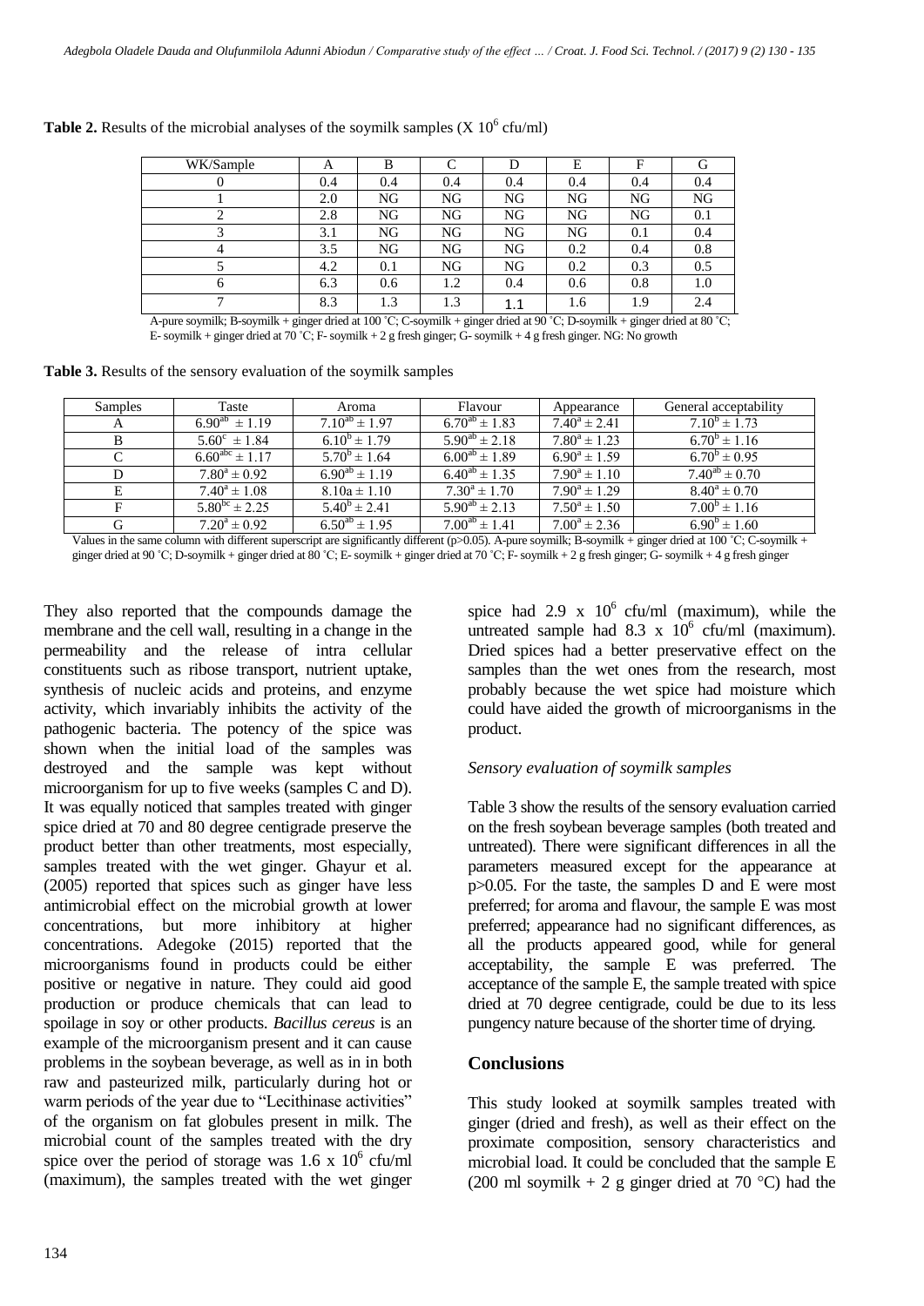**Table 2.** Results of the microbial analyses of the soymilk samples (X $10^6$ cfu/ml)

| WK/Sample | A | B | C | D | E | F | G |
|---|---|---|---|---|---|---|---|
| 0 | 0.4 | 0.4 | 0.4 | 0.4 | 0.4 | 0.4 | 0.4 |
| 1 | 2.0 | NG | NG | NG | NG | NG | NG |
| 2 | 2.8 | NG | NG | NG | NG | NG | 0.1 |
| 3 | 3.1 | NG | NG | NG | NG | 0.1 | 0.4 |
| 4 | 3.5 | NG | NG | NG | 0.2 | 0.4 | 0.8 |
| 5 | 4.2 | 0.1 | NG | NG | 0.2 | 0.3 | 0.5 |
| 6 | 6.3 | 0.6 | 1.2 | 0.4 | 0.6 | 0.8 | 1.0 |
| 7 | 8.3 | 1.3 | 1.3 | 1.1 | 1.6 | 1.9 | 2.4 |

A-pure soymilk; B-soymilk + ginger dried at 100 ˚C; C-soymilk + ginger dried at 90 ˚C; D-soymilk + ginger dried at 80 ˚C; E- soymilk + ginger dried at 70 ˚C; F- soymilk + 2 g fresh ginger; G- soymilk + 4 g fresh ginger. NG: No growth

**Table 3.** Results of the sensory evaluation of the soymilk samples

| Samples | Taste | Aroma | Flavour | Appearance | General acceptability |
|---|---|---|---|---|---|
| A | $6.90^{ab} \pm 1.19$ | $7.10^{ab} \pm 1.97$ | $6.70^{ab} \pm 1.83$ | $7.40^{a} \pm 2.41$ | $7.10^{b} \pm 1.73$ |
| B | $5.60^{c} \pm 1.84$ | $6.10^{b} \pm 1.79$ | $5.90^{ab} \pm 2.18$ | $7.80^{a} \pm 1.23$ | $6.70^{b} \pm 1.16$ |
| C | $6.60^{abc} \pm 1.17$ | $5.70^{b} \pm 1.64$ | $6.00^{ab} \pm 1.89$ | $6.90^{a} \pm 1.59$ | $6.70^{b} \pm 0.95$ |
| D | $7.80^{a} \pm 0.92$ | $6.90^{ab} \pm 1.19$ | $6.40^{ab} \pm 1.35$ | $7.90^{a} \pm 1.10$ | $7.40^{ab} \pm 0.70$ |
| E | $7.40^{a} \pm 1.08$ | $8.10a \pm 1.10$ | $7.30^{a} \pm 1.70$ | $7.90^{a} \pm 1.29$ | $8.40^{a} \pm 0.70$ |
| F | $5.80^{bc} \pm 2.25$ | $5.40^{b} \pm 2.41$ | $5.90^{ab} \pm 2.13$ | $7.50^{a} \pm 1.50$ | $7.00^{b} \pm 1.16$ |
| G | $7.20^{a} \pm 0.92$ | $6.50^{ab} \pm 1.95$ | $7.00^{ab} \pm 1.41$ | $7.00^{a} \pm 2.36$ | $6.90^{b} \pm 1.60$ |

Values in the same column with different superscript are significantly different (p>0.05). A-pure soymilk; B-soymilk + ginger dried at 100 ˚C; C-soymilk + ginger dried at 90 ˚C; D-soymilk + ginger dried at 80 ˚C; E- soymilk + ginger dried at 70 ˚C; F- soymilk + 2 g fresh ginger; G- soymilk + 4 g fresh ginger

They also reported that the compounds damage the membrane and the cell wall, resulting in a change in the permeability and the release of intra cellular constituents such as ribose transport, nutrient uptake, synthesis of nucleic acids and proteins, and enzyme activity, which invariably inhibits the activity of the pathogenic bacteria. The potency of the spice was shown when the initial load of the samples was destroyed and the sample was kept without microorganism for up to five weeks (samples C and D). It was equally noticed that samples treated with ginger spice dried at 70 and 80 degree centigrade preserve the product better than other treatments, most especially, samples treated with the wet ginger. Ghayur et al. (2005) reported that spices such as ginger have less antimicrobial effect on the microbial growth at lower concentrations, but more inhibitory at higher concentrations. Adegoke (2015) reported that the microorganisms found in products could be either positive or negative in nature. They could aid good production or produce chemicals that can lead to spoilage in soy or other products. *Bacillus cereus* is an example of the microorganism present and it can cause problems in the soybean beverage, as well as in in both raw and pasteurized milk, particularly during hot or warm periods of the year due to "Lecithinase activities" of the organism on fat globules present in milk. The microbial count of the samples treated with the dry spice over the period of storage was 1.6 x $10^6$ cfu/ml (maximum), the samples treated with the wet ginger spice had 2.9 x $10^6$ cfu/ml (maximum), while the untreated sample had 8.3 x $10^6$ cfu/ml (maximum). Dried spices had a better preservative effect on the samples than the wet ones from the research, most probably because the wet spice had moisture which could have aided the growth of microorganisms in the product.

*Sensory evaluation of soymilk samples*

Table 3 show the results of the sensory evaluation carried on the fresh soybean beverage samples (both treated and untreated). There were significant differences in all the parameters measured except for the appearance at p>0.05. For the taste, the samples D and E were most preferred; for aroma and flavour, the sample E was most preferred; appearance had no significant differences, as all the products appeared good, while for general acceptability, the sample E was preferred. The acceptance of the sample E, the sample treated with spice dried at 70 degree centigrade, could be due to its less pungency nature because of the shorter time of drying.

## Conclusions

This study looked at soymilk samples treated with ginger (dried and fresh), as well as their effect on the proximate composition, sensory characteristics and microbial load. It could be concluded that the sample E (200 ml soymilk + 2 g ginger dried at 70 °C) had the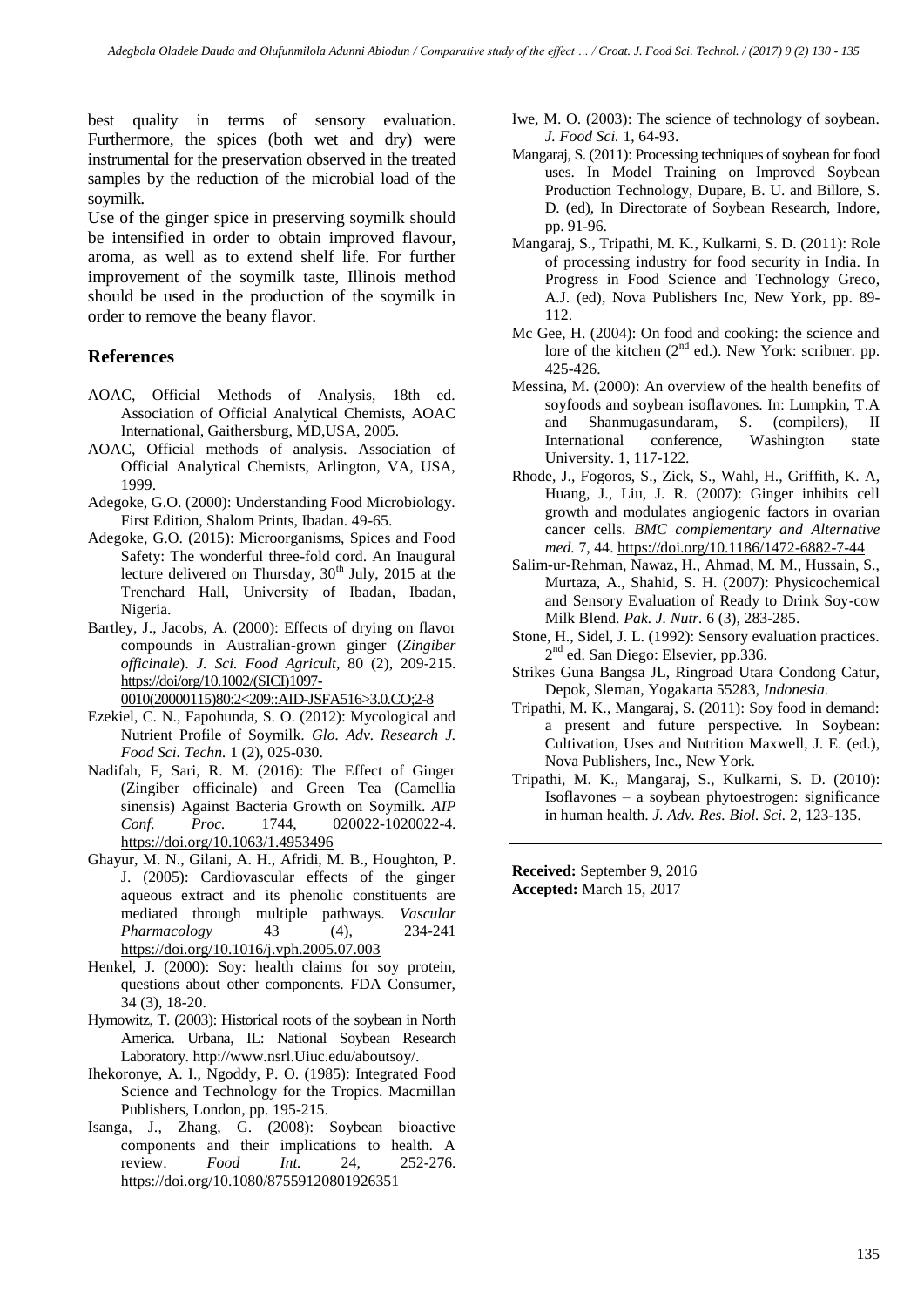best quality in terms of sensory evaluation. Furthermore, the spices (both wet and dry) were instrumental for the preservation observed in the treated samples by the reduction of the microbial load of the soymilk.

Use of the ginger spice in preserving soymilk should be intensified in order to obtain improved flavour, aroma, as well as to extend shelf life. For further improvement of the soymilk taste, Illinois method should be used in the production of the soymilk in order to remove the beany flavor.

## References

AOAC, Official Methods of Analysis, 18th ed. Association of Official Analytical Chemists, AOAC International, Gaithersburg, MD,USA, 2005.

AOAC, Official methods of analysis. Association of Official Analytical Chemists, Arlington, VA, USA, 1999.

Adegoke, G.O. (2000): Understanding Food Microbiology. First Edition, Shalom Prints, Ibadan. 49-65.

Adegoke, G.O. (2015): Microorganisms, Spices and Food Safety: The wonderful three-fold cord. An Inaugural lecture delivered on Thursday, 30th July, 2015 at the Trenchard Hall, University of Ibadan, Ibadan, Nigeria.

Bartley, J., Jacobs, A. (2000): Effects of drying on flavor compounds in Australian-grown ginger (*Zingiber officinale*). *J. Sci. Food Agricult,* 80 (2), 209-215. https://doi/org/10.1002/(SICI)1097-0010(20000115)80:2<209::AID-JSFA516>3.0.CO;2-8

Ezekiel, C. N., Fapohunda, S. O. (2012): Mycological and Nutrient Profile of Soymilk. *Glo. Adv. Research J. Food Sci. Techn.* 1 (2), 025-030.

Nadifah, F, Sari, R. M. (2016): The Effect of Ginger (Zingiber officinale) and Green Tea (Camellia sinensis) Against Bacteria Growth on Soymilk. *AIP Conf. Proc.* 1744, 020022-1020022-4. https://doi.org/10.1063/1.4953496

Ghayur, M. N., Gilani, A. H., Afridi, M. B., Houghton, P. J. (2005): Cardiovascular effects of the ginger aqueous extract and its phenolic constituents are mediated through multiple pathways. *Vascular Pharmacology* 43 (4), 234-241 https://doi.org/10.1016/j.vph.2005.07.003

Henkel, J. (2000): Soy: health claims for soy protein, questions about other components. FDA Consumer, 34 (3), 18-20.

Hymowitz, T. (2003): Historical roots of the soybean in North America. Urbana, IL: National Soybean Research Laboratory. http://www.nsrl.Uiuc.edu/aboutsoy/.

Ihekoronye, A. I., Ngoddy, P. O. (1985): Integrated Food Science and Technology for the Tropics. Macmillan Publishers, London, pp. 195-215.

Isanga, J., Zhang, G. (2008): Soybean bioactive components and their implications to health. A review. *Food Int.* 24, 252-276. https://doi.org/10.1080/87559120801926351

Iwe, M. O. (2003): The science of technology of soybean. *J. Food Sci.* 1, 64-93.

Mangaraj, S. (2011): Processing techniques of soybean for food uses. In Model Training on Improved Soybean Production Technology, Dupare, B. U. and Billore, S. D. (ed), In Directorate of Soybean Research, Indore, pp. 91-96.

Mangaraj, S., Tripathi, M. K., Kulkarni, S. D. (2011): Role of processing industry for food security in India. In Progress in Food Science and Technology Greco, A.J. (ed), Nova Publishers Inc, New York, pp. 89-112.

Mc Gee, H. (2004): On food and cooking: the science and lore of the kitchen (2nd ed.). New York: scribner. pp. 425-426.

Messina, M. (2000): An overview of the health benefits of soyfoods and soybean isoflavones. In: Lumpkin, T.A and Shanmugasundaram, S. (compilers), II International conference, Washington state University. 1, 117-122.

Rhode, J., Fogoros, S., Zick, S., Wahl, H., Griffith, K. A, Huang, J., Liu, J. R. (2007): Ginger inhibits cell growth and modulates angiogenic factors in ovarian cancer cells. *BMC complementary and Alternative med.* 7, 44. https://doi.org/10.1186/1472-6882-7-44

Salim-ur-Rehman, Nawaz, H., Ahmad, M. M., Hussain, S., Murtaza, A., Shahid, S. H. (2007): Physicochemical and Sensory Evaluation of Ready to Drink Soy-cow Milk Blend. *Pak. J. Nutr.* 6 (3), 283-285.

Stone, H., Sidel, J. L. (1992): Sensory evaluation practices. 2nd ed. San Diego: Elsevier, pp.336.

Strikes Guna Bangsa JL, Ringroad Utara Condong Catur, Depok, Sleman, Yogakarta 55283, *Indonesia*.

Tripathi, M. K., Mangaraj, S. (2011): Soy food in demand: a present and future perspective. In Soybean: Cultivation, Uses and Nutrition Maxwell, J. E. (ed.), Nova Publishers, Inc., New York.

Tripathi, M. K., Mangaraj, S., Kulkarni, S. D. (2010): Isoflavones – a soybean phytoestrogen: significance in human health. *J. Adv. Res. Biol. Sci.* 2, 123-135.

**Received:** September 9, 2016
**Accepted:** March 15, 2017